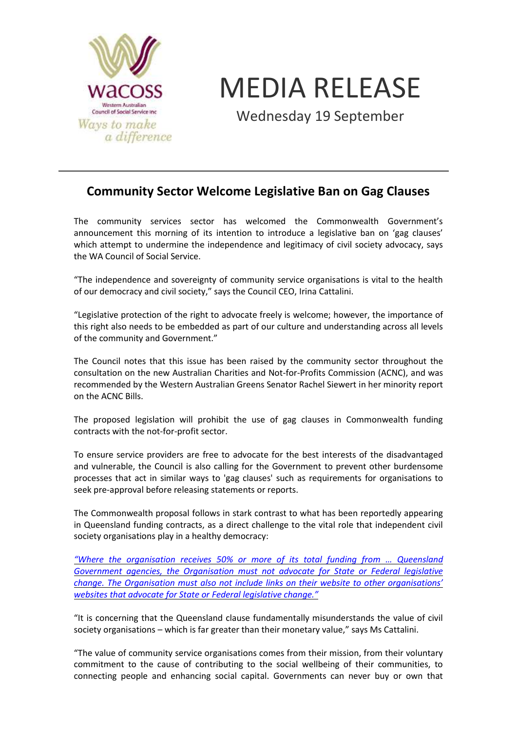wacoss

Western Australian Council of Social Service Inc

*Ways to make a difference*

# MEDIA RELEASE

Wednesday 19 September

## Community Sector Welcome Legislative Ban on Gag Clauses

The community services sector has welcomed the Commonwealth Government's announcement this morning of its intention to introduce a legislative ban on 'gag clauses' which attempt to undermine the independence and legitimacy of civil society advocacy, says the WA Council of Social Service.

"The independence and sovereignty of community service organisations is vital to the health of our democracy and civil society," says the Council CEO, Irina Cattalini.

"Legislative protection of the right to advocate freely is welcome; however, the importance of this right also needs to be embedded as part of our culture and understanding across all levels of the community and Government."

The Council notes that this issue has been raised by the community sector throughout the consultation on the new Australian Charities and Not-for-Profits Commission (ACNC), and was recommended by the Western Australian Greens Senator Rachel Siewert in her minority report on the ACNC Bills.

The proposed legislation will prohibit the use of gag clauses in Commonwealth funding contracts with the not-for-profit sector.

To ensure service providers are free to advocate for the best interests of the disadvantaged and vulnerable, the Council is also calling for the Government to prevent other burdensome processes that act in similar ways to 'gag clauses' such as requirements for organisations to seek pre-approval before releasing statements or reports.

The Commonwealth proposal follows in stark contrast to what has been reportedly appearing in Queensland funding contracts, as a direct challenge to the vital role that independent civil society organisations play in a healthy democracy:

*"Where the organisation receives 50% or more of its total funding from … Queensland Government agencies, the Organisation must not advocate for State or Federal legislative change. The Organisation must also not include links on their website to other organisations' websites that advocate for State or Federal legislative change."*

"It is concerning that the Queensland clause fundamentally misunderstands the value of civil society organisations – which is far greater than their monetary value," says Ms Cattalini.

"The value of community service organisations comes from their mission, from their voluntary commitment to the cause of contributing to the social wellbeing of their communities, to connecting people and enhancing social capital. Governments can never buy or own that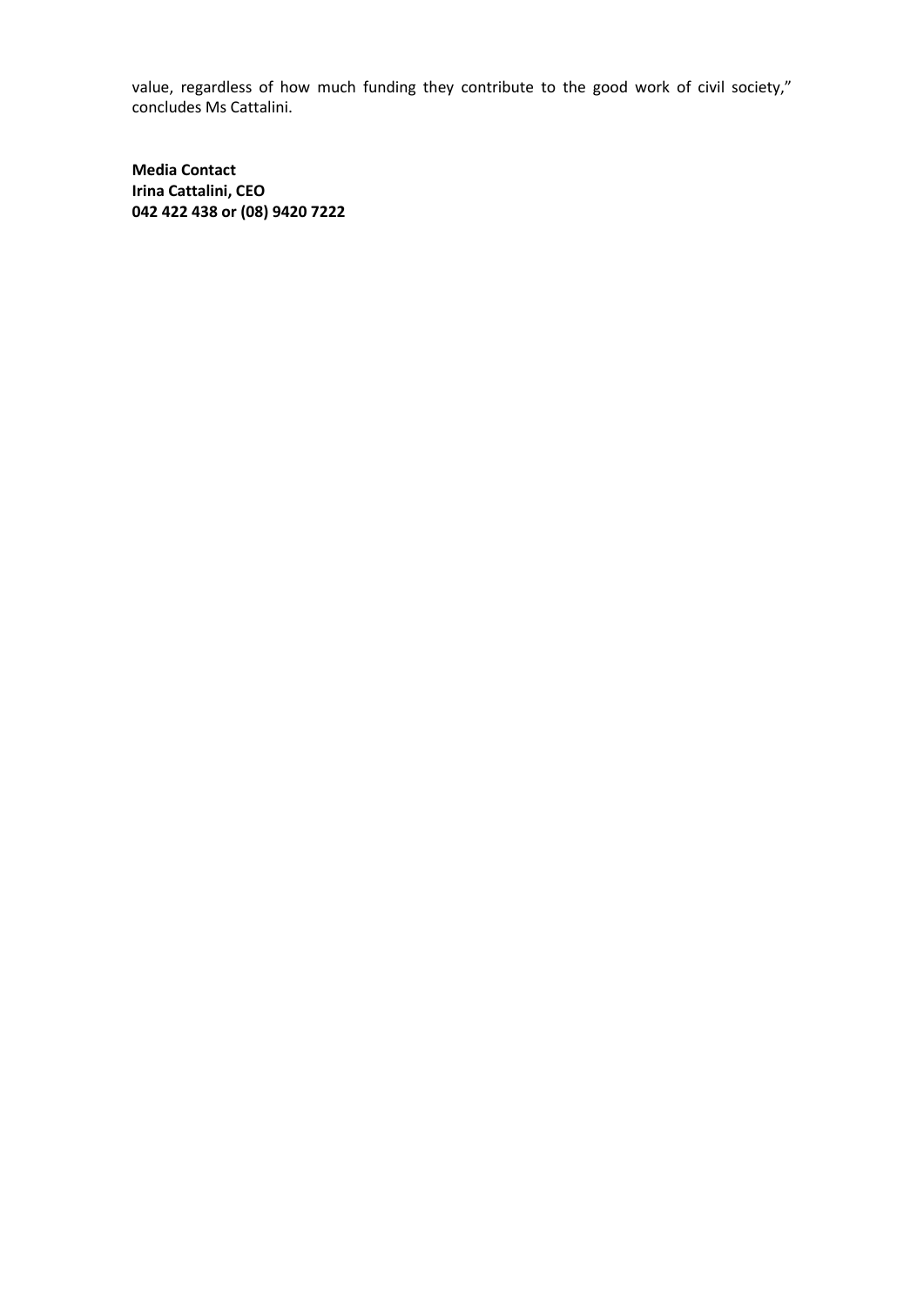value, regardless of how much funding they contribute to the good work of civil society," concludes Ms Cattalini.

**Media Contact**
**Irina Cattalini, CEO**
**042 422 438 or (08) 9420 7222**